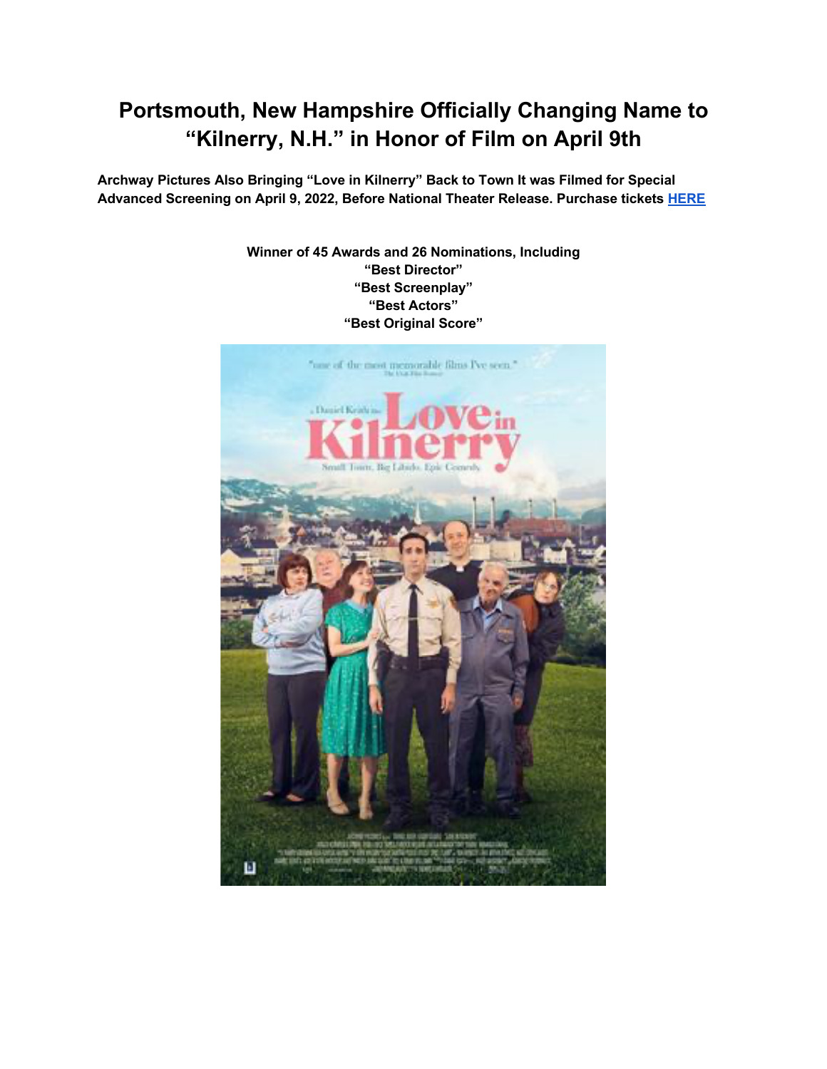# Portsmouth, New Hampshire Officially Changing Name to "Kilnerry, N.H." in Honor of Film on April 9th

**Archway Pictures Also Bringing "Love in Kilnerry" Back to Town It was Filmed for Special Advanced Screening on April 9, 2022, Before National Theater Release. Purchase tickets [HERE]**

**Winner of 45 Awards and 26 Nominations, Including**
**"Best Director"**
**"Best Screenplay"**
**"Best Actors"**
**"Best Original Score"**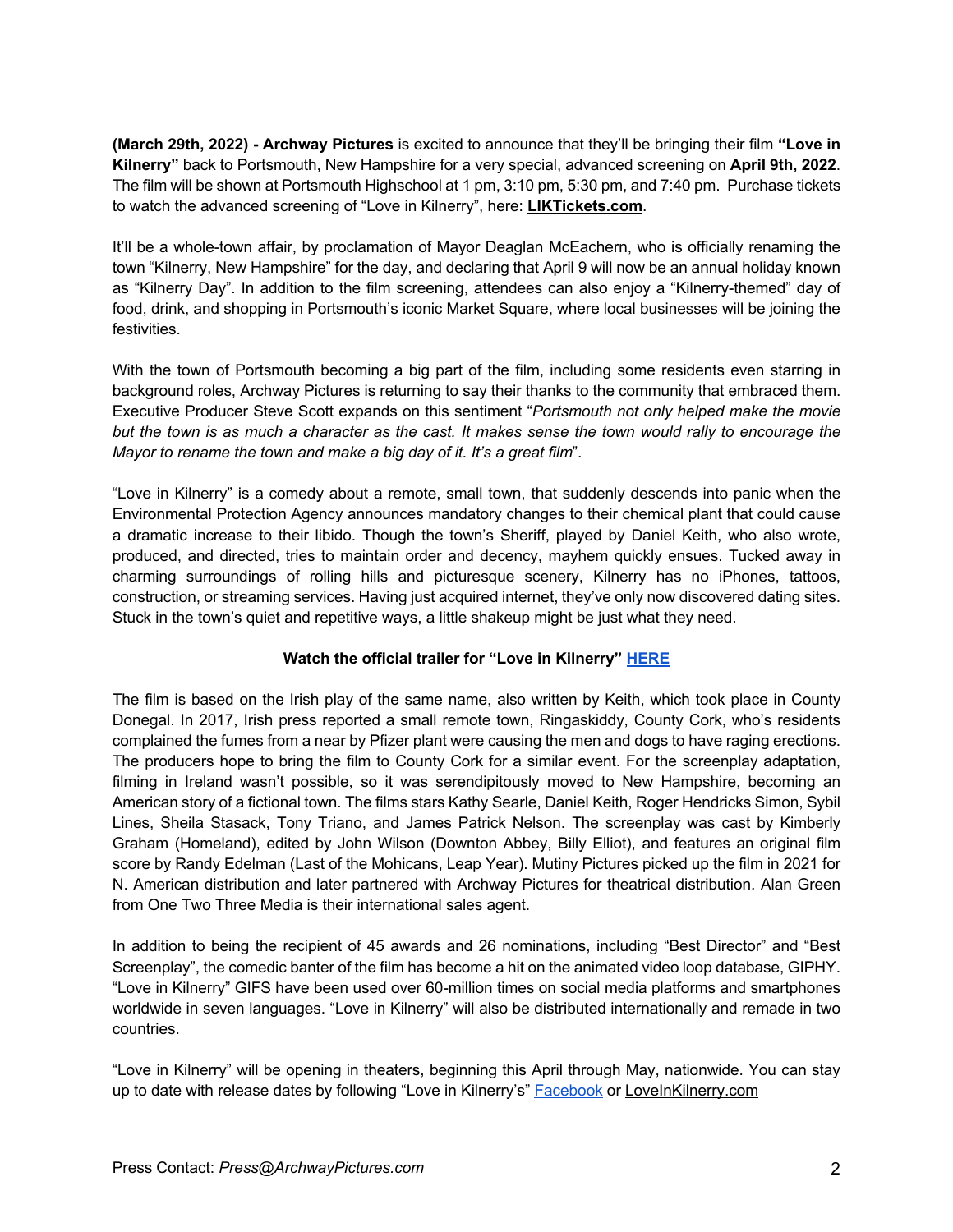**(March 29th, 2022) - Archway Pictures** is excited to announce that they'll be bringing their film **"Love in Kilnerry"** back to Portsmouth, New Hampshire for a very special, advanced screening on **April 9th, 2022**. The film will be shown at Portsmouth Highschool at 1 pm, 3:10 pm, 5:30 pm, and 7:40 pm. Purchase tickets to watch the advanced screening of "Love in Kilnerry", here: **LIKTickets.com**.

It'll be a whole-town affair, by proclamation of Mayor Deaglan McEachern, who is officially renaming the town "Kilnerry, New Hampshire" for the day, and declaring that April 9 will now be an annual holiday known as "Kilnerry Day". In addition to the film screening, attendees can also enjoy a "Kilnerry-themed" day of food, drink, and shopping in Portsmouth's iconic Market Square, where local businesses will be joining the festivities.

With the town of Portsmouth becoming a big part of the film, including some residents even starring in background roles, Archway Pictures is returning to say their thanks to the community that embraced them. Executive Producer Steve Scott expands on this sentiment "*Portsmouth not only helped make the movie but the town is as much a character as the cast. It makes sense the town would rally to encourage the Mayor to rename the town and make a big day of it. It's a great film*".

"Love in Kilnerry" is a comedy about a remote, small town, that suddenly descends into panic when the Environmental Protection Agency announces mandatory changes to their chemical plant that could cause a dramatic increase to their libido. Though the town's Sheriff, played by Daniel Keith, who also wrote, produced, and directed, tries to maintain order and decency, mayhem quickly ensues. Tucked away in charming surroundings of rolling hills and picturesque scenery, Kilnerry has no iPhones, tattoos, construction, or streaming services. Having just acquired internet, they've only now discovered dating sites. Stuck in the town's quiet and repetitive ways, a little shakeup might be just what they need.

**Watch the official trailer for "Love in Kilnerry" HERE**

The film is based on the Irish play of the same name, also written by Keith, which took place in County Donegal. In 2017, Irish press reported a small remote town, Ringaskiddy, County Cork, who's residents complained the fumes from a near by Pfizer plant were causing the men and dogs to have raging erections. The producers hope to bring the film to County Cork for a similar event. For the screenplay adaptation, filming in Ireland wasn't possible, so it was serendipitously moved to New Hampshire, becoming an American story of a fictional town. The films stars Kathy Searle, Daniel Keith, Roger Hendricks Simon, Sybil Lines, Sheila Stasack, Tony Triano, and James Patrick Nelson. The screenplay was cast by Kimberly Graham (Homeland), edited by John Wilson (Downton Abbey, Billy Elliot), and features an original film score by Randy Edelman (Last of the Mohicans, Leap Year). Mutiny Pictures picked up the film in 2021 for N. American distribution and later partnered with Archway Pictures for theatrical distribution. Alan Green from One Two Three Media is their international sales agent.

In addition to being the recipient of 45 awards and 26 nominations, including "Best Director" and "Best Screenplay", the comedic banter of the film has become a hit on the animated video loop database, GIPHY. "Love in Kilnerry" GIFS have been used over 60-million times on social media platforms and smartphones worldwide in seven languages. "Love in Kilnerry" will also be distributed internationally and remade in two countries.

"Love in Kilnerry" will be opening in theaters, beginning this April through May, nationwide. You can stay up to date with release dates by following "Love in Kilnerry's" Facebook or LoveInKilnerry.com

Press Contact: *Press@ArchwayPictures.com*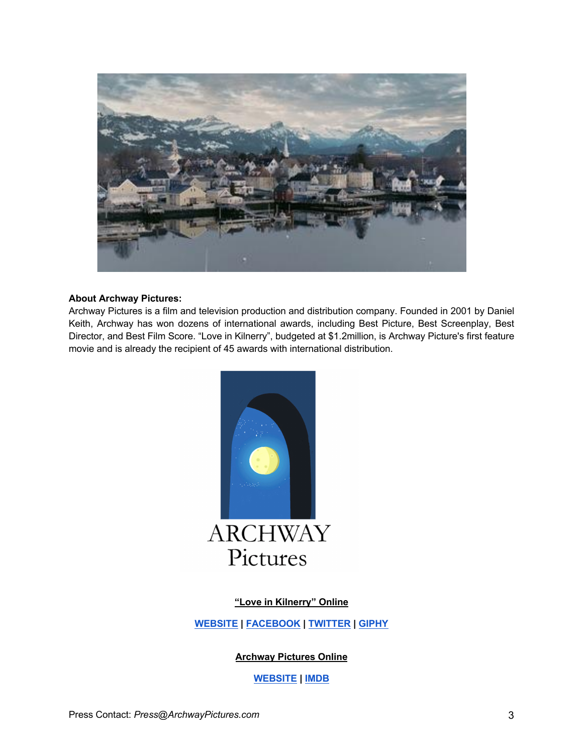**About Archway Pictures:**

Archway Pictures is a film and television production and distribution company. Founded in 2001 by Daniel Keith, Archway has won dozens of international awards, including Best Picture, Best Screenplay, Best Director, and Best Film Score. "Love in Kilnerry", budgeted at $1.2million, is Archway Picture's first feature movie and is already the recipient of 45 awards with international distribution.

ARCHWAY Pictures

**"Love in Kilnerry" Online**

**WEBSITE | FACEBOOK | TWITTER | GIPHY**

**Archway Pictures Online**

**WEBSITE | IMDB**

Press Contact: *Press@ArchwayPictures.com*